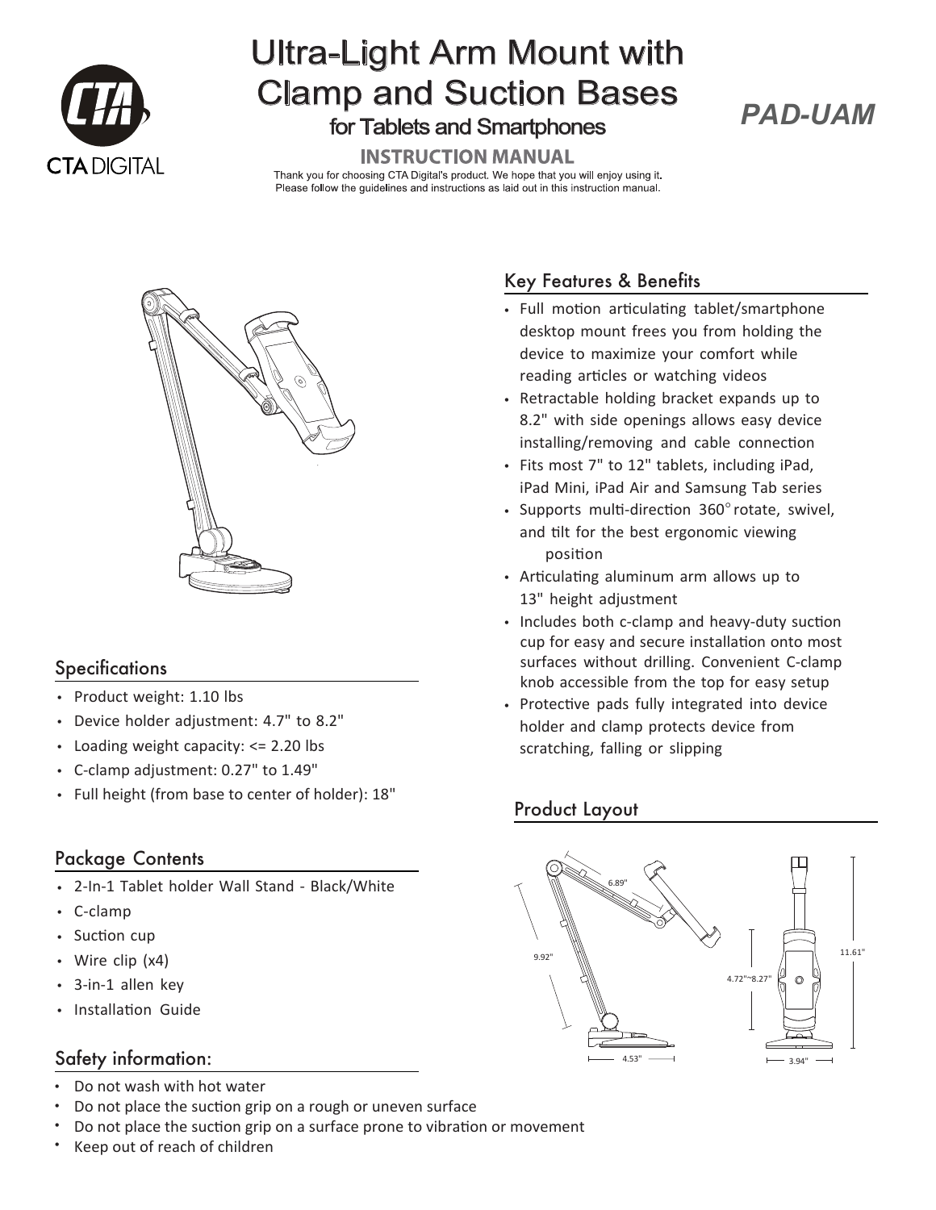# Ultra-Light Arm Mount with Clamp and Suction Bases

## for Tablets and Smartphones

**PAD-UAM**

CTA DIGITAL

**INSTRUCTION MANUAL**

Thank you for choosing CTA Digital's product. We hope that you will enjoy using it.
Please follow the guidelines and instructions as laid out in this instruction manual.

## Key Features & Benefits

- Full motion articulating tablet/smartphone desktop mount frees you from holding the device to maximize your comfort while reading articles or watching videos
- Retractable holding bracket expands up to 8.2" with side openings allows easy device installing/removing and cable connection
- Fits most 7" to 12" tablets, including iPad, iPad Mini, iPad Air and Samsung Tab series
- Supports multi-direction 360° rotate, swivel, and tilt for the best ergonomic viewing position
- Articulating aluminum arm allows up to 13" height adjustment
- Includes both c-clamp and heavy-duty suction cup for easy and secure installation onto most surfaces without drilling. Convenient C-clamp knob accessible from the top for easy setup
- Protective pads fully integrated into device holder and clamp protects device from scratching, falling or slipping

## Specifications

- Product weight: 1.10 lbs
- Device holder adjustment: 4.7" to 8.2"
- Loading weight capacity: <= 2.20 lbs
- C-clamp adjustment: 0.27" to 1.49"
- Full height (from base to center of holder): 18"

## Package Contents

- 2-In-1 Tablet holder Wall Stand - Black/White
- C-clamp
- Suction cup
- Wire clip (x4)
- 3-in-1 allen key
- Installation Guide

## Product Layout

6.89"
9.92"
4.53"
4.72"~8.27"
11.61"
3.94"

## Safety information:

- Do not wash with hot water
- Do not place the suction grip on a rough or uneven surface
- Do not place the suction grip on a surface prone to vibration or movement
- Keep out of reach of children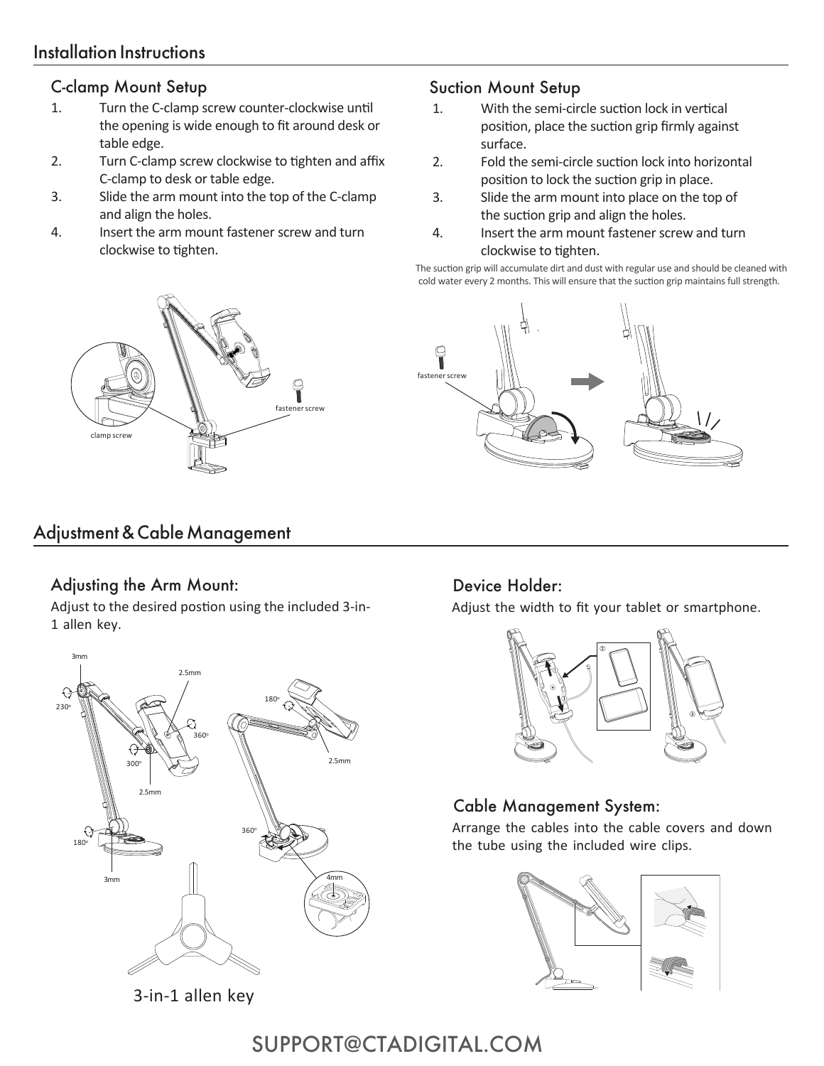# Installation Instructions

## C-clamp Mount Setup

1. Turn the C-clamp screw counter-clockwise until the opening is wide enough to fit around desk or table edge.
2. Turn C-clamp screw clockwise to tighten and affix C-clamp to desk or table edge.
3. Slide the arm mount into the top of the C-clamp and align the holes.
4. Insert the arm mount fastener screw and turn clockwise to tighten.

clamp screw

fastener screw

## Suction Mount Setup

1. With the semi-circle suction lock in vertical position, place the suction grip firmly against surface.
2. Fold the semi-circle suction lock into horizontal position to lock the suction grip in place.
3. Slide the arm mount into place on the top of the suction grip and align the holes.
4. Insert the arm mount fastener screw and turn clockwise to tighten.

The suction grip will accumulate dirt and dust with regular use and should be cleaned with cold water every 2 months. This will ensure that the suction grip maintains full strength.

fastener screw

# Adjustment & Cable Management

## Adjusting the Arm Mount:

Adjust to the desired postion using the included 3-in-1 allen key.

3mm

230°

2.5mm

360°

300°

2.5mm

180°

3mm

180°

2.5mm

360°

4mm

3-in-1 allen key

## Device Holder:

Adjust the width to fit your tablet or smartphone.

## Cable Management System:

Arrange the cables into the cable covers and down the tube using the included wire clips.

SUPPORT@CTADIGITAL.COM